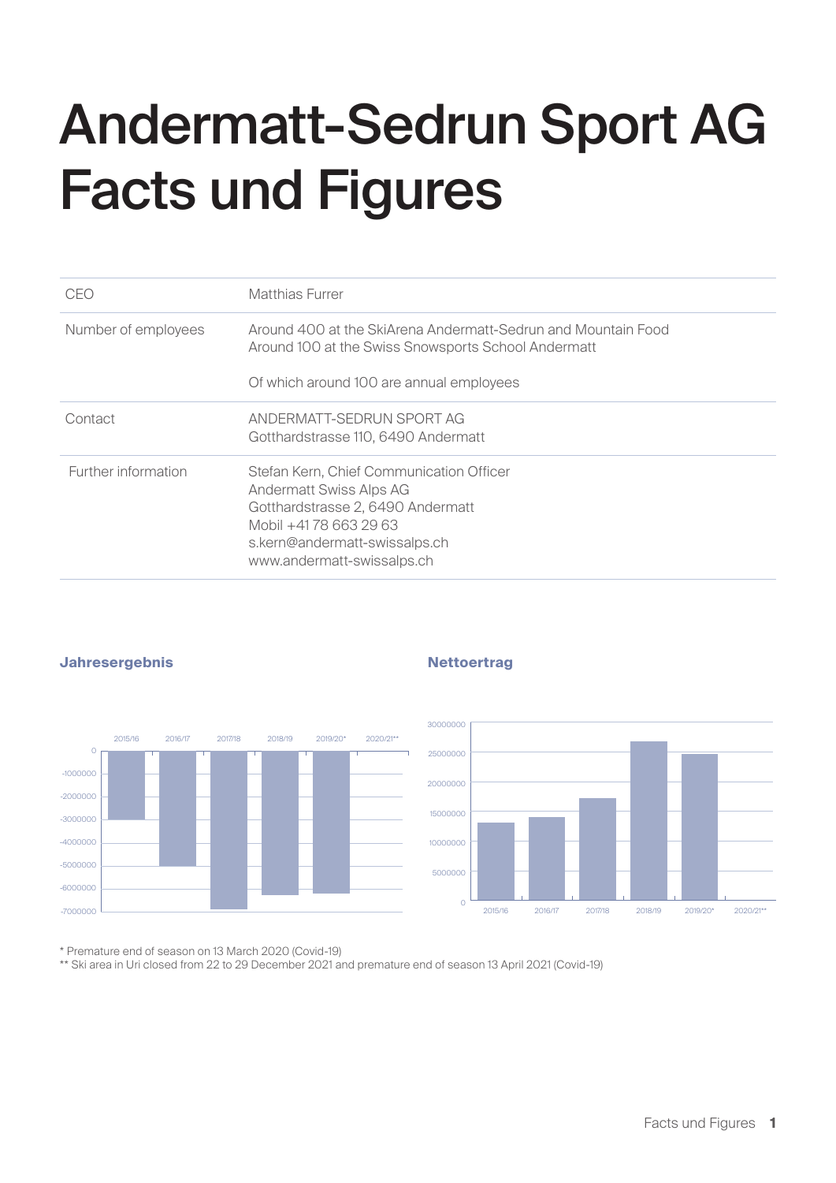# Andermatt-Sedrun Sport AG Facts und Figures

| | |
|---|---|
| CEO | Matthias Furrer |
| Number of employees | Around 400 at the SkiArena Andermatt-Sedrun and Mountain Food<br>Around 100 at the Swiss Snowsports School Andermatt<br><br>Of which around 100 are annual employees |
| Contact | ANDERMATT-SEDRUN SPORT AG<br>Gotthardstrasse 110, 6490 Andermatt |
| Further information | Stefan Kern, Chief Communication Officer<br>Andermatt Swiss Alps AG<br>Gotthardstrasse 2, 6490 Andermatt<br>Mobil +41 78 663 29 63<br>s.kern@andermatt-swissalps.ch<br>www.andermatt-swissalps.ch |

**Jahresergebnis**

**Nettoertrag**

\* Premature end of season on 13 March 2020 (Covid-19)

\*\* Ski area in Uri closed from 22 to 29 December 2021 and premature end of season 13 April 2021 (Covid-19)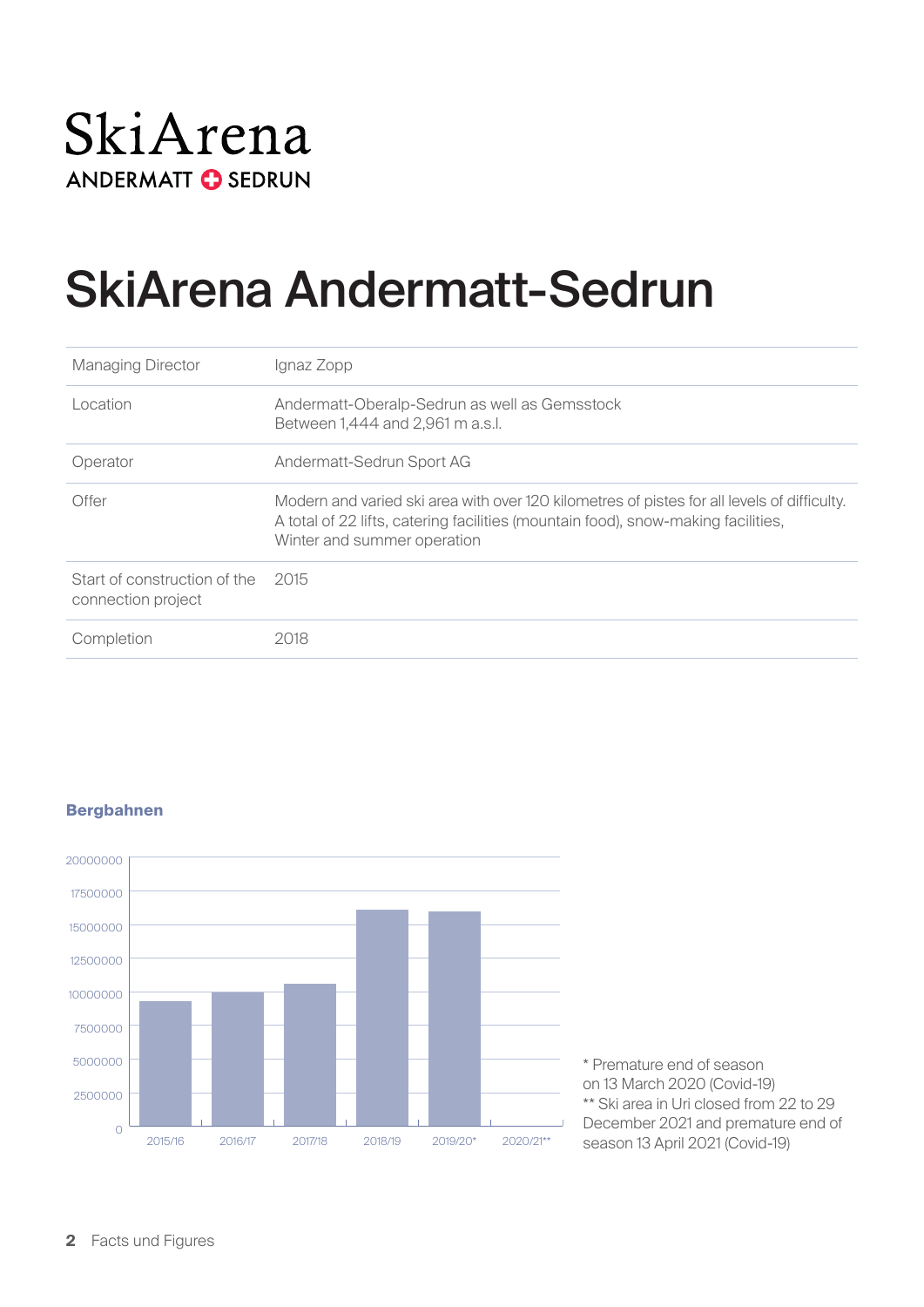SkiArena
ANDERMATT SEDRUN

# SkiArena Andermatt-Sedrun

| | |
|---|---|
| Managing Director | Ignaz Zopp |
| Location | Andermatt-Oberalp-Sedrun as well as Gemsstock<br>Between 1,444 and 2,961 m a.s.l. |
| Operator | Andermatt-Sedrun Sport AG |
| Offer | Modern and varied ski area with over 120 kilometres of pistes for all levels of difficulty. A total of 22 lifts, catering facilities (mountain food), snow-making facilities, Winter and summer operation |
| Start of construction of the connection project | 2015 |
| Completion | 2018 |

**Bergbahnen**

| Season | Bergbahnen |
|---|---|
| 2015/16 | ~9 300 000 |
| 2016/17 | ~10 000 000 |
| 2017/18 | ~10 600 000 |
| 2018/19 | ~16 100 000 |
| 2019/20* | ~16 000 000 |
| 2020/21** | |

Y-axis: 0 – 20000000

\* Premature end of season on 13 March 2020 (Covid-19)
\*\* Ski area in Uri closed from 22 to 29 December 2021 and premature end of season 13 April 2021 (Covid-19)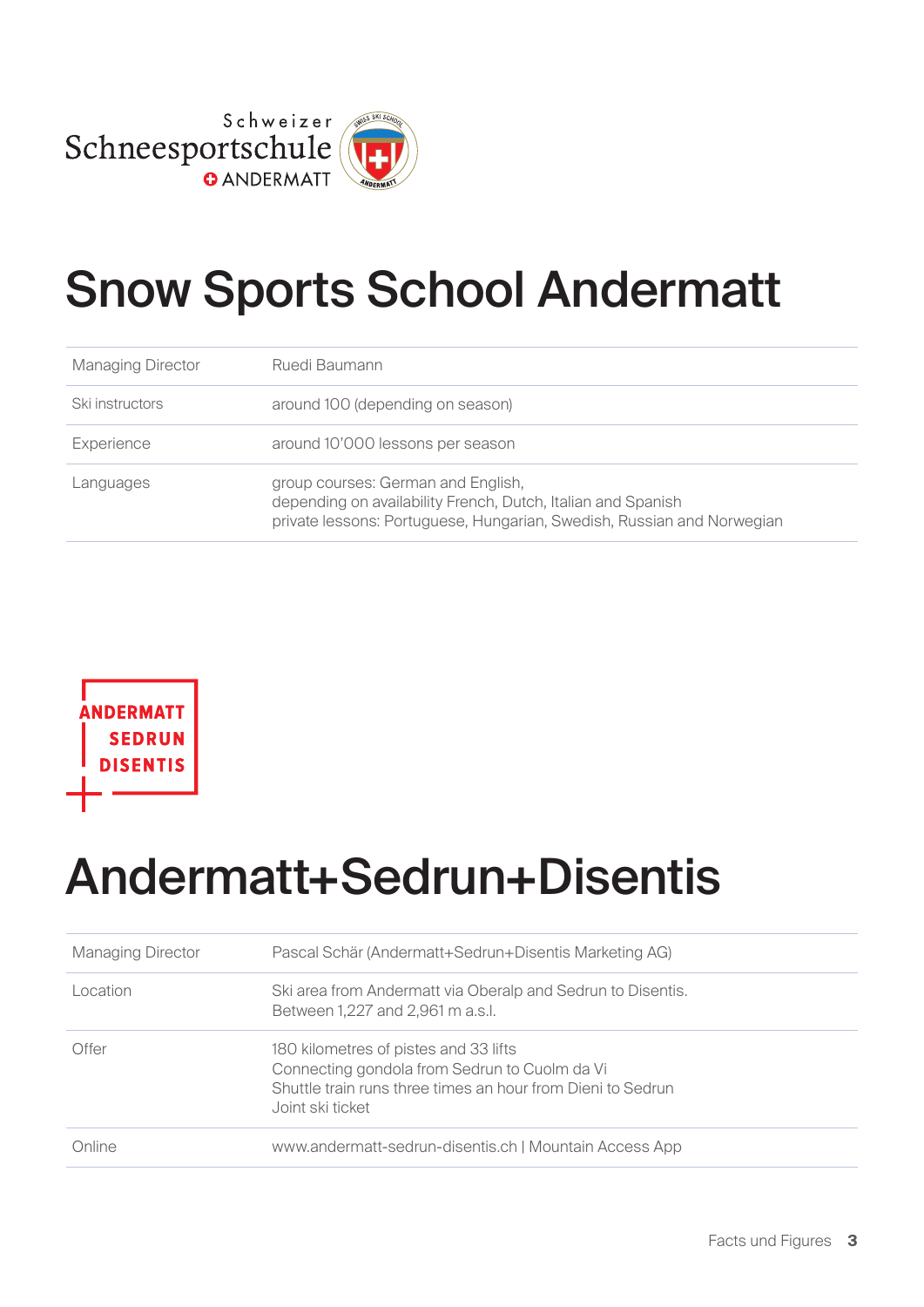Schweizer Schneesportschule ANDERMATT

# Snow Sports School Andermatt

| | |
|---|---|
| Managing Director | Ruedi Baumann |
| Ski instructors | around 100 (depending on season) |
| Experience | around 10'000 lessons per season |
| Languages | group courses: German and English,<br>depending on availability French, Dutch, Italian and Spanish<br>private lessons: Portuguese, Hungarian, Swedish, Russian and Norwegian |

ANDERMATT SEDRUN DISENTIS

# Andermatt+Sedrun+Disentis

| | |
|---|---|
| Managing Director | Pascal Schär (Andermatt+Sedrun+Disentis Marketing AG) |
| Location | Ski area from Andermatt via Oberalp and Sedrun to Disentis.<br>Between 1,227 and 2,961 m a.s.l. |
| Offer | 180 kilometres of pistes and 33 lifts<br>Connecting gondola from Sedrun to Cuolm da Vi<br>Shuttle train runs three times an hour from Dieni to Sedrun<br>Joint ski ticket |
| Online | www.andermatt-sedrun-disentis.ch \| Mountain Access App |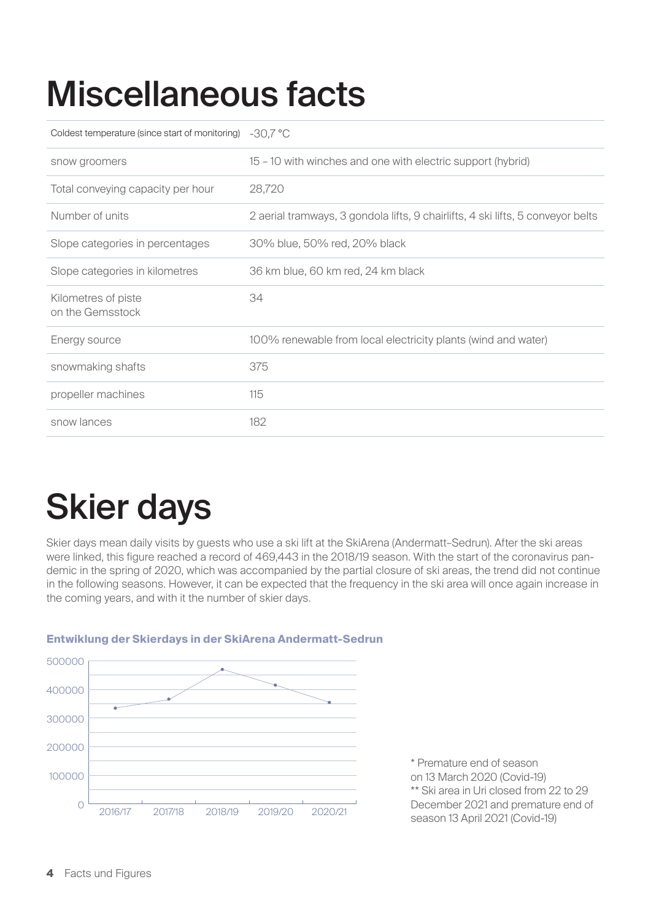# Miscellaneous facts

| Coldest temperature (since start of monitoring) | -30,7 °C |
|---|---|
| snow groomers | 15 – 10 with winches and one with electric support (hybrid) |
| Total conveying capacity per hour | 28,720 |
| Number of units | 2 aerial tramways, 3 gondola lifts, 9 chairlifts, 4 ski lifts, 5 conveyor belts |
| Slope categories in percentages | 30% blue, 50% red, 20% black |
| Slope categories in kilometres | 36 km blue, 60 km red, 24 km black |
| Kilometres of piste on the Gemsstock | 34 |
| Energy source | 100% renewable from local electricity plants (wind and water) |
| snowmaking shafts | 375 |
| propeller machines | 115 |
| snow lances | 182 |

# Skier days

Skier days mean daily visits by guests who use a ski lift at the SkiArena (Andermatt-Sedrun). After the ski areas were linked, this figure reached a record of 469,443 in the 2018/19 season. With the start of the coronavirus pandemic in the spring of 2020, which was accompanied by the partial closure of ski areas, the trend did not continue in the following seasons. However, it can be expected that the frequency in the ski area will once again increase in the coming years, and with it the number of skier days.

**Entwiklung der Skierdays in der SkiArena Andermatt-Sedrun**

| Season | Skier days (approx., read from chart) |
|---|---|
| 2016/17 | ~335000 |
| 2017/18 | ~365000 |
| 2018/19 | ~469443 |
| 2019/20 | ~415000 |
| 2020/21 | ~355000 |

\* Premature end of season on 13 March 2020 (Covid-19)
\*\* Ski area in Uri closed from 22 to 29 December 2021 and premature end of season 13 April 2021 (Covid-19)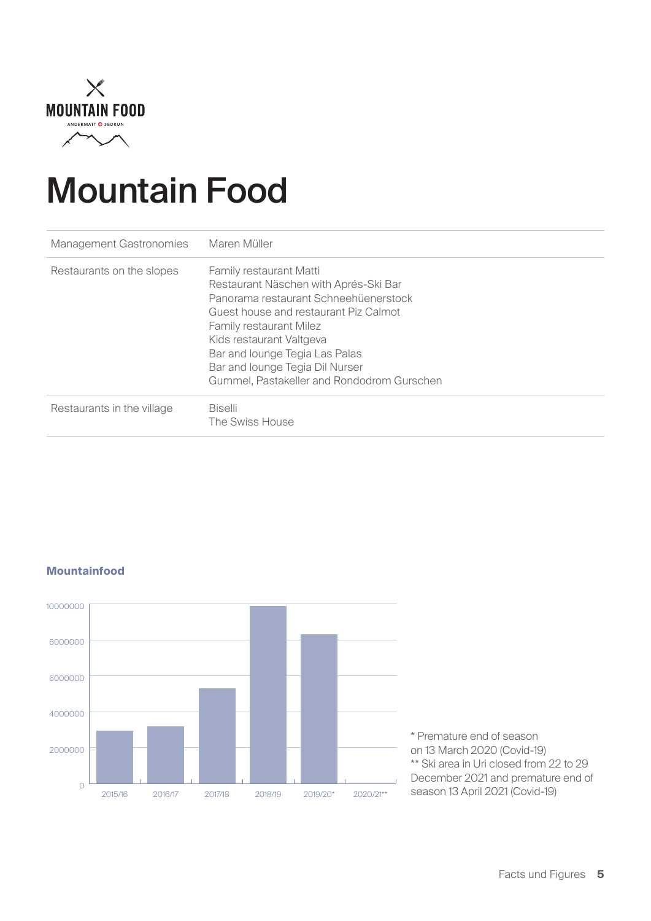# Mountain Food

| | |
|---|---|
| Management Gastronomies | Maren Müller |
| Restaurants on the slopes | Family restaurant Matti<br>Restaurant Näschen with Aprés-Ski Bar<br>Panorama restaurant Schneehüenerstock<br>Guest house and restaurant Piz Calmot<br>Family restaurant Milez<br>Kids restaurant Valtgeva<br>Bar and lounge Tegia Las Palas<br>Bar and lounge Tegia Dil Nurser<br>Gummel, Pastakeller and Rondodrom Gurschen |
| Restaurants in the village | Biselli<br>The Swiss House |

**Mountainfood**

* Premature end of season on 13 March 2020 (Covid-19)
** Ski area in Uri closed from 22 to 29 December 2021 and premature end of season 13 April 2021 (Covid-19)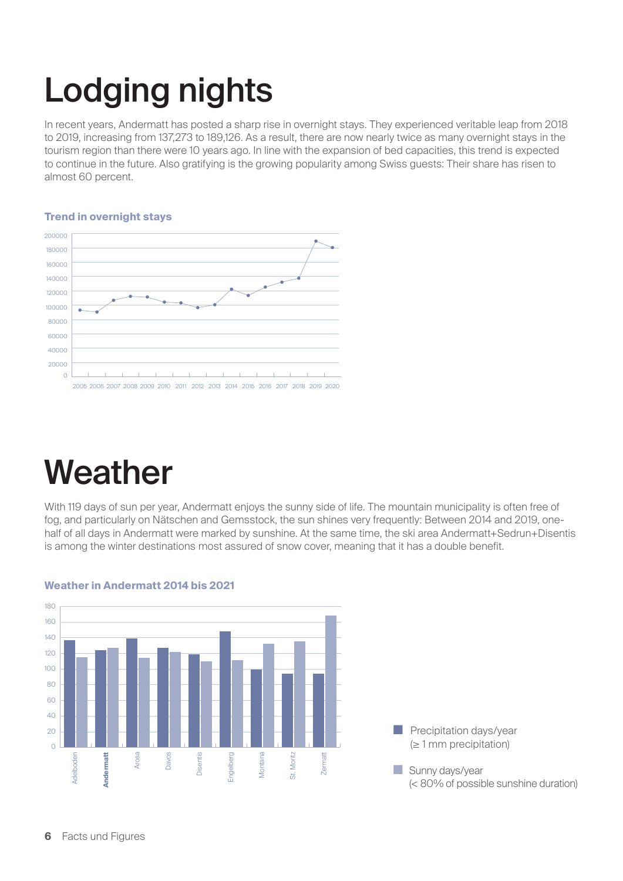# Lodging nights

In recent years, Andermatt has posted a sharp rise in overnight stays. They experienced veritable leap from 2018 to 2019, increasing from 137,273 to 189,126. As a result, there are now nearly twice as many overnight stays in the tourism region than there were 10 years ago. In line with the expansion of bed capacities, this trend is expected to continue in the future. Also gratifying is the growing popularity among Swiss guests: Their share has risen to almost 60 percent.

**Trend in overnight stays**

200000
180000
160000
140000
120000
100000
80000
60000
40000
20000
0

2005 2006 2007 2008 2009 2010 2011 2012 2013 2014 2015 2016 2017 2018 2019 2020

# Weather

With 119 days of sun per year, Andermatt enjoys the sunny side of life. The mountain municipality is often free of fog, and particularly on Nätschen and Gemsstock, the sun shines very frequently: Between 2014 and 2019, one-half of all days in Andermatt were marked by sunshine. At the same time, the ski area Andermatt+Sedrun+Disentis is among the winter destinations most assured of snow cover, meaning that it has a double benefit.

**Weather in Andermatt 2014 bis 2021**

180
160
140
120
100
80
60
40
20
0

Adelboden, **Andermatt**, Arosa, Davos, Disentis, Engelberg, Montana, St. Moritz, Zermatt

Precipitation days/year (≥ 1 mm precipitation)

Sunny days/year (< 80% of possible sunshine duration)